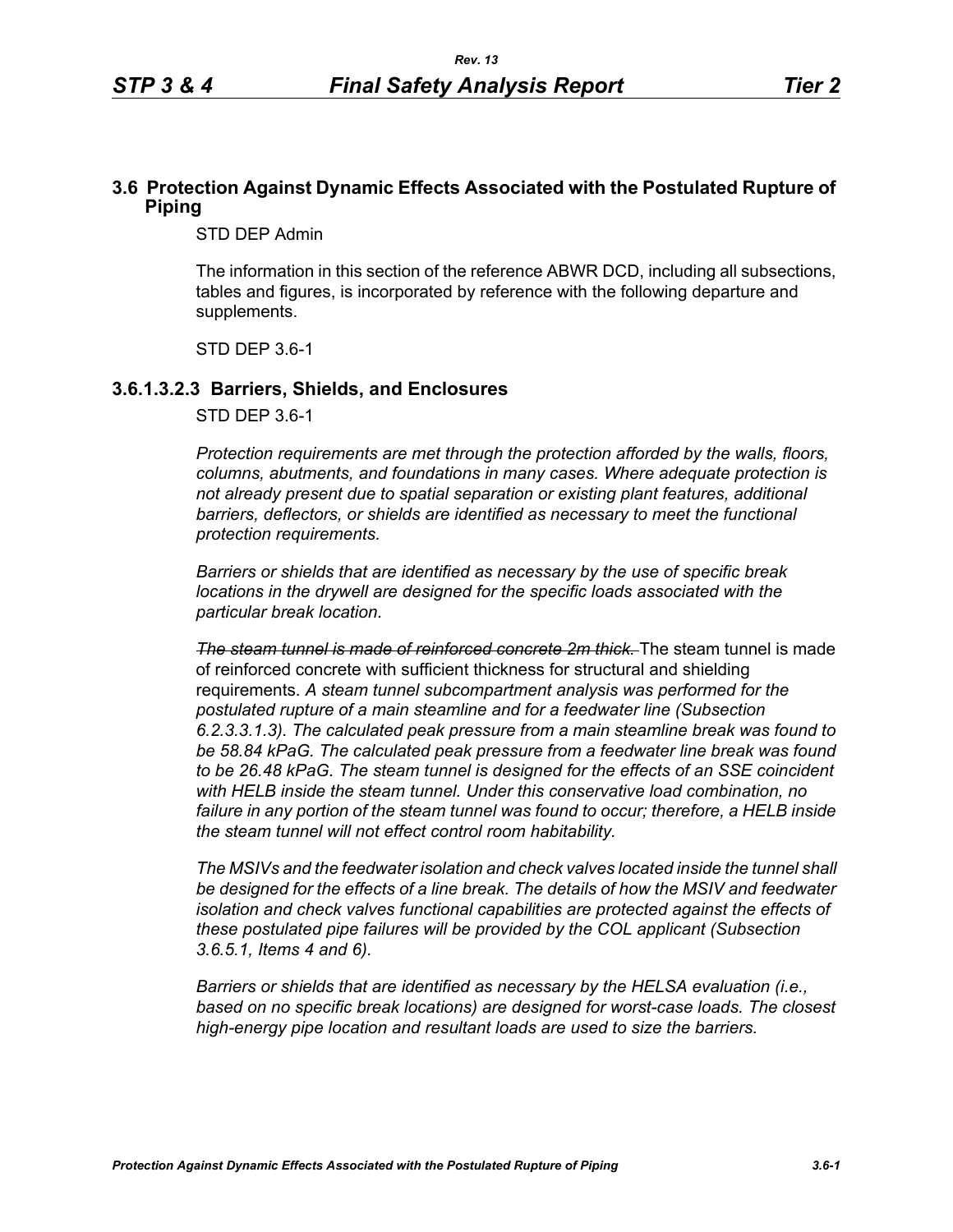## 3.6 Protection Against Dynamic Effects Associated with the Postulated Rupture of Piping

STD DEP Admin

The information in this section of the reference ABWR DCD, including all subsections, tables and figures, is incorporated by reference with the following departure and supplements.

STD DEP 3.6-1

### 3.6.1.3.2.3 Barriers, Shields, and Enclosures

STD DEP 3.6-1

*Protection requirements are met through the protection afforded by the walls, floors, columns, abutments, and foundations in many cases. Where adequate protection is not already present due to spatial separation or existing plant features, additional barriers, deflectors, or shields are identified as necessary to meet the functional protection requirements.*

*Barriers or shields that are identified as necessary by the use of specific break locations in the drywell are designed for the specific loads associated with the particular break location.*

~~*The steam tunnel is made of reinforced concrete 2m thick.*~~ The steam tunnel is made of reinforced concrete with sufficient thickness for structural and shielding requirements. *A steam tunnel subcompartment analysis was performed for the postulated rupture of a main steamline and for a feedwater line (Subsection 6.2.3.3.1.3). The calculated peak pressure from a main steamline break was found to be 58.84 kPaG. The calculated peak pressure from a feedwater line break was found to be 26.48 kPaG. The steam tunnel is designed for the effects of an SSE coincident with HELB inside the steam tunnel. Under this conservative load combination, no failure in any portion of the steam tunnel was found to occur; therefore, a HELB inside the steam tunnel will not effect control room habitability.*

*The MSIVs and the feedwater isolation and check valves located inside the tunnel shall be designed for the effects of a line break. The details of how the MSIV and feedwater isolation and check valves functional capabilities are protected against the effects of these postulated pipe failures will be provided by the COL applicant (Subsection 3.6.5.1, Items 4 and 6).*

*Barriers or shields that are identified as necessary by the HELSA evaluation (i.e., based on no specific break locations) are designed for worst-case loads. The closest high-energy pipe location and resultant loads are used to size the barriers.*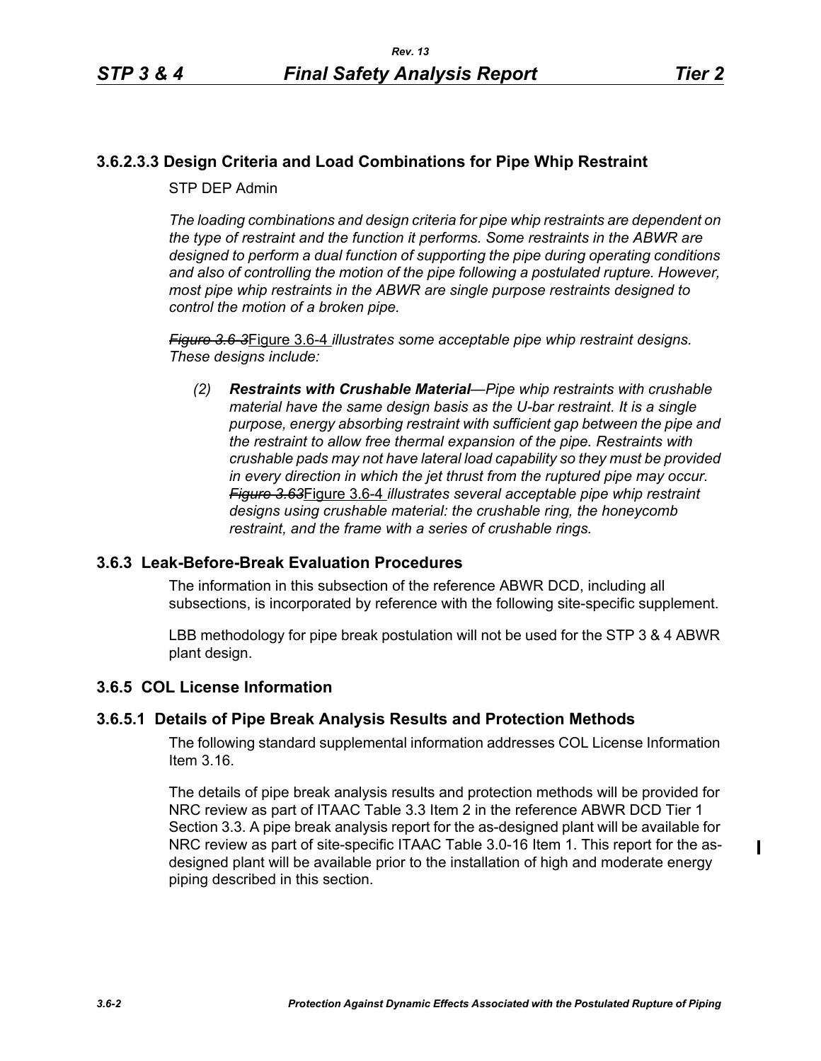### 3.6.2.3.3 Design Criteria and Load Combinations for Pipe Whip Restraint

STP DEP Admin

*The loading combinations and design criteria for pipe whip restraints are dependent on the type of restraint and the function it performs. Some restraints in the ABWR are designed to perform a dual function of supporting the pipe during operating conditions and also of controlling the motion of the pipe following a postulated rupture. However, most pipe whip restraints in the ABWR are single purpose restraints designed to control the motion of a broken pipe.*

~~*Figure 3.6-3*~~Figure 3.6-4 *illustrates some acceptable pipe whip restraint designs. These designs include:*

*(2)* ***Restraints with Crushable Material****—Pipe whip restraints with crushable material have the same design basis as the U-bar restraint. It is a single purpose, energy absorbing restraint with sufficient gap between the pipe and the restraint to allow free thermal expansion of the pipe. Restraints with crushable pads may not have lateral load capability so they must be provided in every direction in which the jet thrust from the ruptured pipe may occur.* ~~*Figure 3.63*~~Figure 3.6-4 *illustrates several acceptable pipe whip restraint designs using crushable material: the crushable ring, the honeycomb restraint, and the frame with a series of crushable rings.*

## 3.6.3 Leak-Before-Break Evaluation Procedures

The information in this subsection of the reference ABWR DCD, including all subsections, is incorporated by reference with the following site-specific supplement.

LBB methodology for pipe break postulation will not be used for the STP 3 & 4 ABWR plant design.

## 3.6.5 COL License Information

### 3.6.5.1 Details of Pipe Break Analysis Results and Protection Methods

The following standard supplemental information addresses COL License Information Item 3.16.

The details of pipe break analysis results and protection methods will be provided for NRC review as part of ITAAC Table 3.3 Item 2 in the reference ABWR DCD Tier 1 Section 3.3. A pipe break analysis report for the as-designed plant will be available for NRC review as part of site-specific ITAAC Table 3.0-16 Item 1. This report for the as-designed plant will be available prior to the installation of high and moderate energy piping described in this section.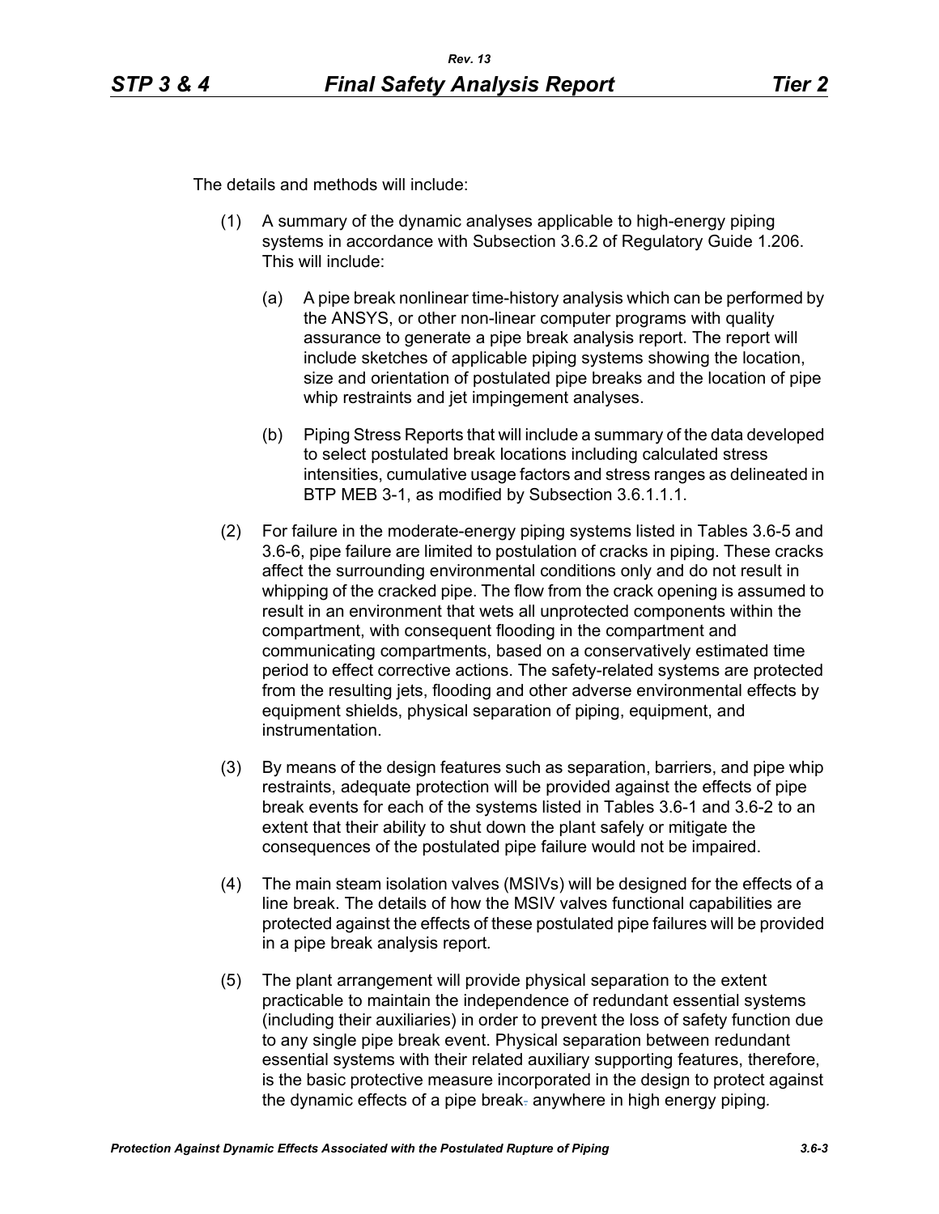The details and methods will include:

(1) A summary of the dynamic analyses applicable to high-energy piping systems in accordance with Subsection 3.6.2 of Regulatory Guide 1.206. This will include:

   (a) A pipe break nonlinear time-history analysis which can be performed by the ANSYS, or other non-linear computer programs with quality assurance to generate a pipe break analysis report. The report will include sketches of applicable piping systems showing the location, size and orientation of postulated pipe breaks and the location of pipe whip restraints and jet impingement analyses.

   (b) Piping Stress Reports that will include a summary of the data developed to select postulated break locations including calculated stress intensities, cumulative usage factors and stress ranges as delineated in BTP MEB 3-1, as modified by Subsection 3.6.1.1.1.

(2) For failure in the moderate-energy piping systems listed in Tables 3.6-5 and 3.6-6, pipe failure are limited to postulation of cracks in piping. These cracks affect the surrounding environmental conditions only and do not result in whipping of the cracked pipe. The flow from the crack opening is assumed to result in an environment that wets all unprotected components within the compartment, with consequent flooding in the compartment and communicating compartments, based on a conservatively estimated time period to effect corrective actions. The safety-related systems are protected from the resulting jets, flooding and other adverse environmental effects by equipment shields, physical separation of piping, equipment, and instrumentation.

(3) By means of the design features such as separation, barriers, and pipe whip restraints, adequate protection will be provided against the effects of pipe break events for each of the systems listed in Tables 3.6-1 and 3.6-2 to an extent that their ability to shut down the plant safely or mitigate the consequences of the postulated pipe failure would not be impaired.

(4) The main steam isolation valves (MSIVs) will be designed for the effects of a line break. The details of how the MSIV valves functional capabilities are protected against the effects of these postulated pipe failures will be provided in a pipe break analysis report.

(5) The plant arrangement will provide physical separation to the extent practicable to maintain the independence of redundant essential systems (including their auxiliaries) in order to prevent the loss of safety function due to any single pipe break event. Physical separation between redundant essential systems with their related auxiliary supporting features, therefore, is the basic protective measure incorporated in the design to protect against the dynamic effects of a pipe break anywhere in high energy piping.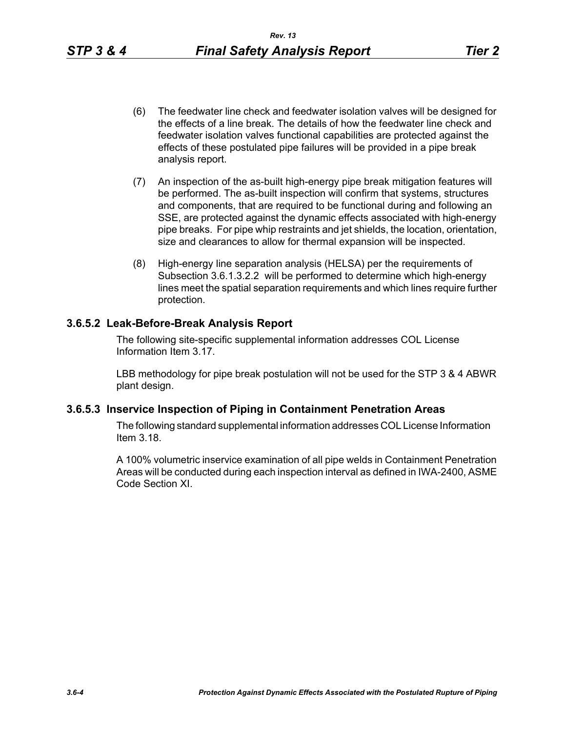(6) The feedwater line check and feedwater isolation valves will be designed for the effects of a line break. The details of how the feedwater line check and feedwater isolation valves functional capabilities are protected against the effects of these postulated pipe failures will be provided in a pipe break analysis report.

(7) An inspection of the as-built high-energy pipe break mitigation features will be performed. The as-built inspection will confirm that systems, structures and components, that are required to be functional during and following an SSE, are protected against the dynamic effects associated with high-energy pipe breaks. For pipe whip restraints and jet shields, the location, orientation, size and clearances to allow for thermal expansion will be inspected.

(8) High-energy line separation analysis (HELSA) per the requirements of Subsection 3.6.1.3.2.2 will be performed to determine which high-energy lines meet the spatial separation requirements and which lines require further protection.

### 3.6.5.2 Leak-Before-Break Analysis Report

The following site-specific supplemental information addresses COL License Information Item 3.17.

LBB methodology for pipe break postulation will not be used for the STP 3 & 4 ABWR plant design.

### 3.6.5.3 Inservice Inspection of Piping in Containment Penetration Areas

The following standard supplemental information addresses COL License Information Item 3.18.

A 100% volumetric inservice examination of all pipe welds in Containment Penetration Areas will be conducted during each inspection interval as defined in IWA-2400, ASME Code Section XI.